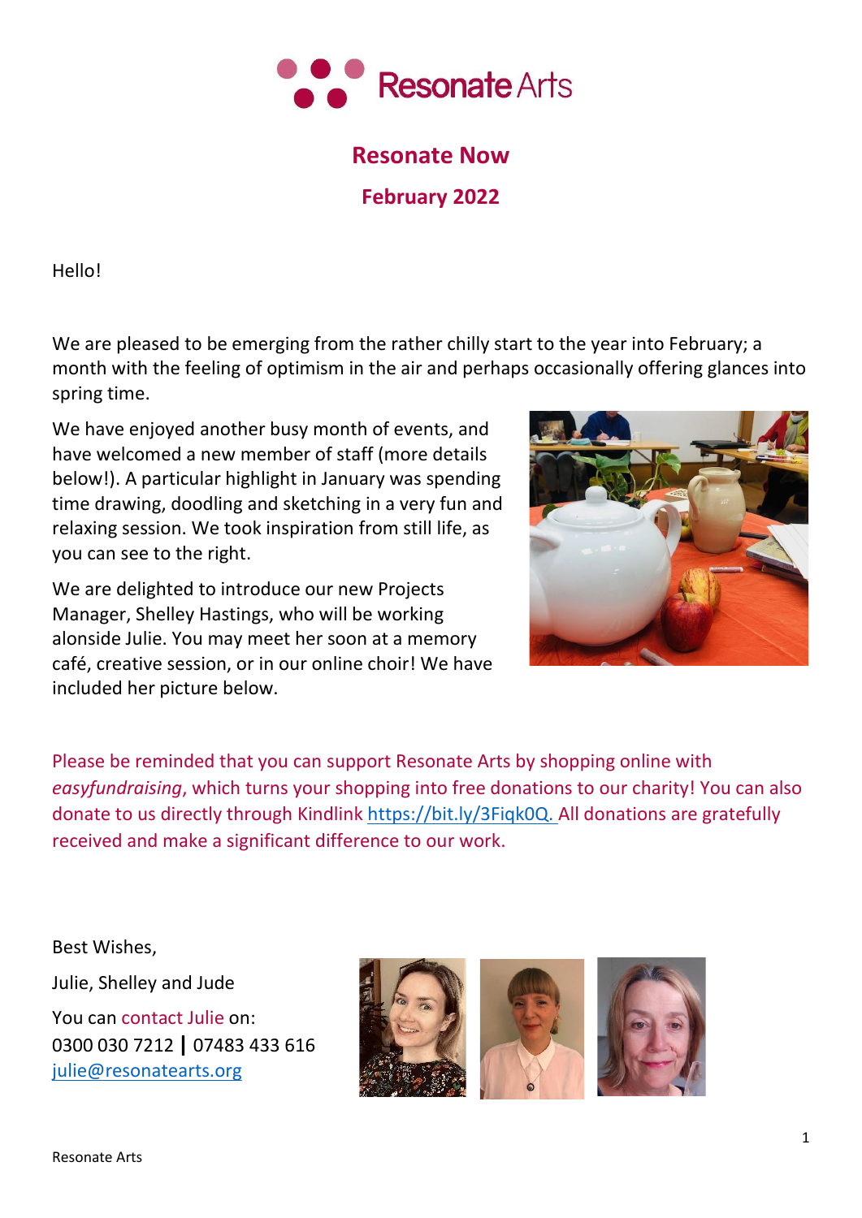# Resonate Arts

## Resonate Now

### February 2022

Hello!

We are pleased to be emerging from the rather chilly start to the year into February; a month with the feeling of optimism in the air and perhaps occasionally offering glances into spring time.

We have enjoyed another busy month of events, and have welcomed a new member of staff (more details below!). A particular highlight in January was spending time drawing, doodling and sketching in a very fun and relaxing session. We took inspiration from still life, as you can see to the right.

We are delighted to introduce our new Projects Manager, Shelley Hastings, who will be working alonside Julie. You may meet her soon at a memory café, creative session, or in our online choir! We have included her picture below.

Please be reminded that you can support Resonate Arts by shopping online with *easyfundraising*, which turns your shopping into free donations to our charity! You can also donate to us directly through Kindlink https://bit.ly/3Fiqk0Q. All donations are gratefully received and make a significant difference to our work.

Best Wishes,

Julie, Shelley and Jude

You can contact Julie on:
0300 030 7212 | 07483 433 616
julie@resonatearts.org

Resonate Arts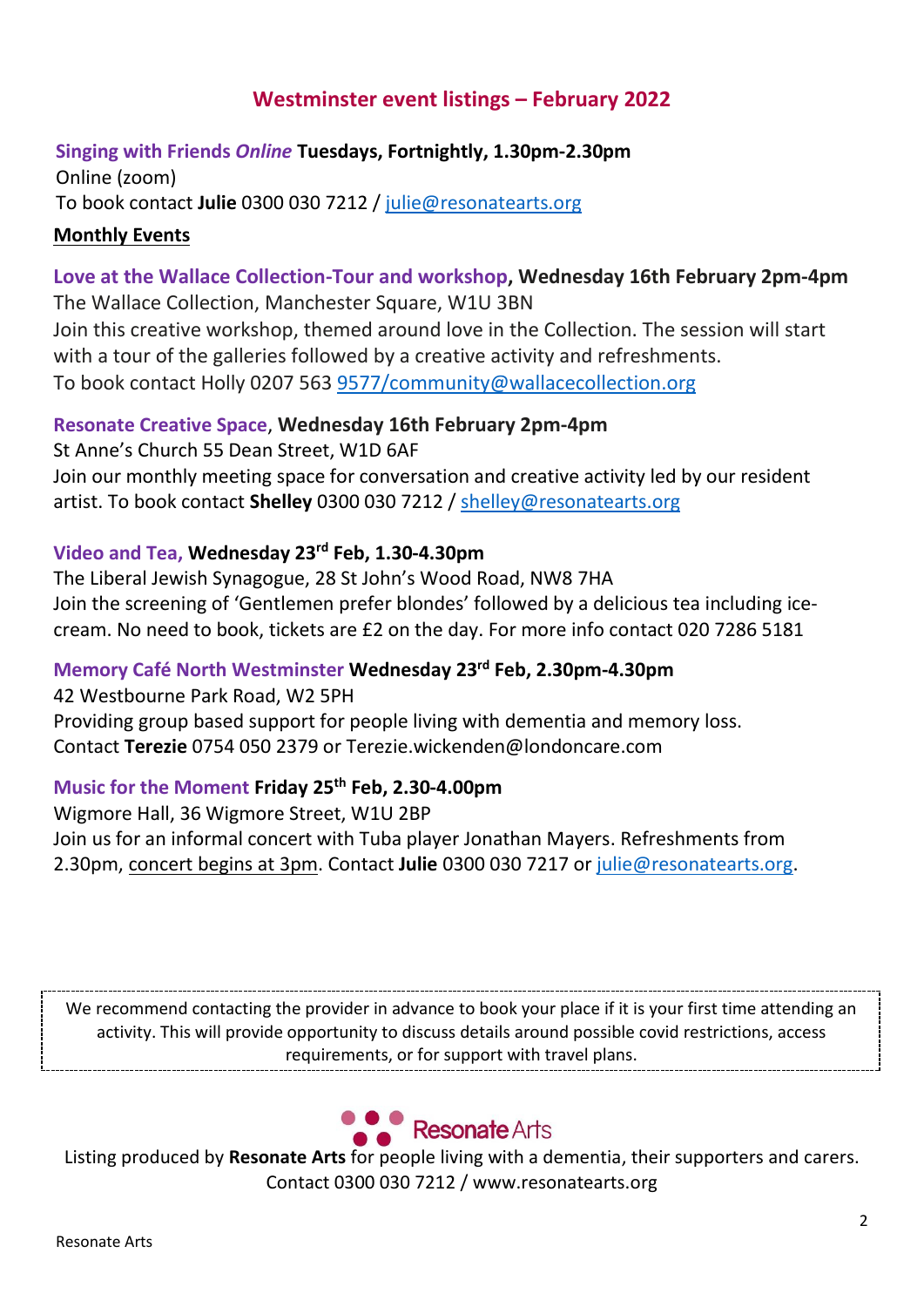## Westminster event listings – February 2022

**Singing with Friends *Online* Tuesdays, Fortnightly, 1.30pm-2.30pm**
Online (zoom)
To book contact **Julie** 0300 030 7212 / julie@resonatearts.org

**Monthly Events**

**Love at the Wallace Collection-Tour and workshop, Wednesday 16th February 2pm-4pm**
The Wallace Collection, Manchester Square, W1U 3BN
Join this creative workshop, themed around love in the Collection. The session will start with a tour of the galleries followed by a creative activity and refreshments.
To book contact Holly 0207 563 9577/community@wallacecollection.org

**Resonate Creative Space, Wednesday 16th February 2pm-4pm**
St Anne's Church 55 Dean Street, W1D 6AF
Join our monthly meeting space for conversation and creative activity led by our resident artist. To book contact **Shelley** 0300 030 7212 / shelley@resonatearts.org

**Video and Tea, Wednesday 23rd Feb, 1.30-4.30pm**
The Liberal Jewish Synagogue, 28 St John's Wood Road, NW8 7HA
Join the screening of 'Gentlemen prefer blondes' followed by a delicious tea including ice-cream. No need to book, tickets are £2 on the day. For more info contact 020 7286 5181

**Memory Café North Westminster Wednesday 23rd Feb, 2.30pm-4.30pm**
42 Westbourne Park Road, W2 5PH
Providing group based support for people living with dementia and memory loss.
Contact **Terezie** 0754 050 2379 or Terezie.wickenden@londoncare.com

**Music for the Moment Friday 25th Feb, 2.30-4.00pm**
Wigmore Hall, 36 Wigmore Street, W1U 2BP
Join us for an informal concert with Tuba player Jonathan Mayers. Refreshments from 2.30pm, concert begins at 3pm. Contact **Julie** 0300 030 7217 or julie@resonatearts.org.

We recommend contacting the provider in advance to book your place if it is your first time attending an activity. This will provide opportunity to discuss details around possible covid restrictions, access requirements, or for support with travel plans.

Resonate Arts

Listing produced by **Resonate Arts** for people living with a dementia, their supporters and carers.
Contact 0300 030 7212 / www.resonatearts.org